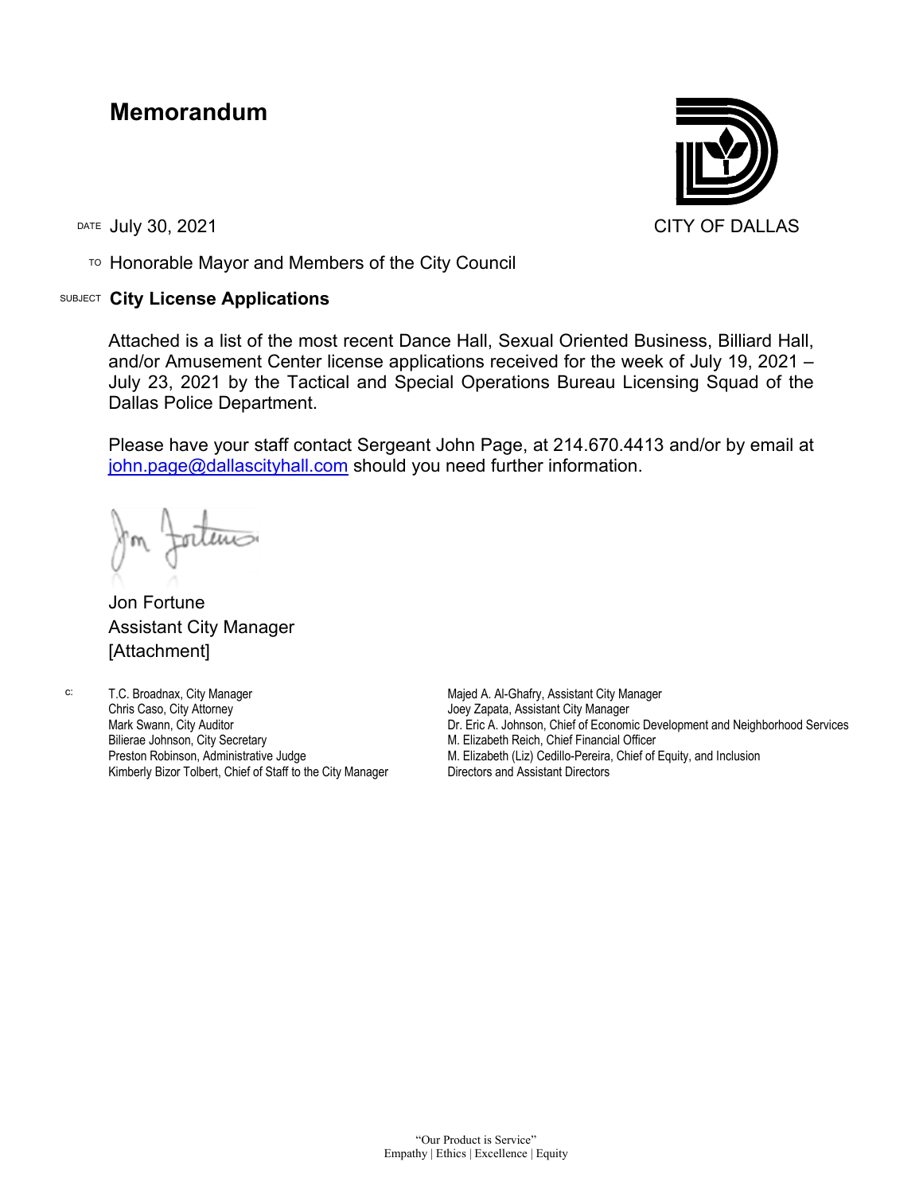# Memorandum

CITY OF DALLAS

DATE July 30, 2021

TO Honorable Mayor and Members of the City Council

SUBJECT **City License Applications**

Attached is a list of the most recent Dance Hall, Sexual Oriented Business, Billiard Hall, and/or Amusement Center license applications received for the week of July 19, 2021 – July 23, 2021 by the Tactical and Special Operations Bureau Licensing Squad of the Dallas Police Department.

Please have your staff contact Sergeant John Page, at 214.670.4413 and/or by email at john.page@dallascityhall.com should you need further information.

Jon Fortune
Assistant City Manager
[Attachment]

c:
T.C. Broadnax, City Manager
Chris Caso, City Attorney
Mark Swann, City Auditor
Bilierae Johnson, City Secretary
Preston Robinson, Administrative Judge
Kimberly Bizor Tolbert, Chief of Staff to the City Manager
Majed A. Al-Ghafry, Assistant City Manager
Joey Zapata, Assistant City Manager
Dr. Eric A. Johnson, Chief of Economic Development and Neighborhood Services
M. Elizabeth Reich, Chief Financial Officer
M. Elizabeth (Liz) Cedillo-Pereira, Chief of Equity, and Inclusion
Directors and Assistant Directors

"Our Product is Service"
Empathy | Ethics | Excellence | Equity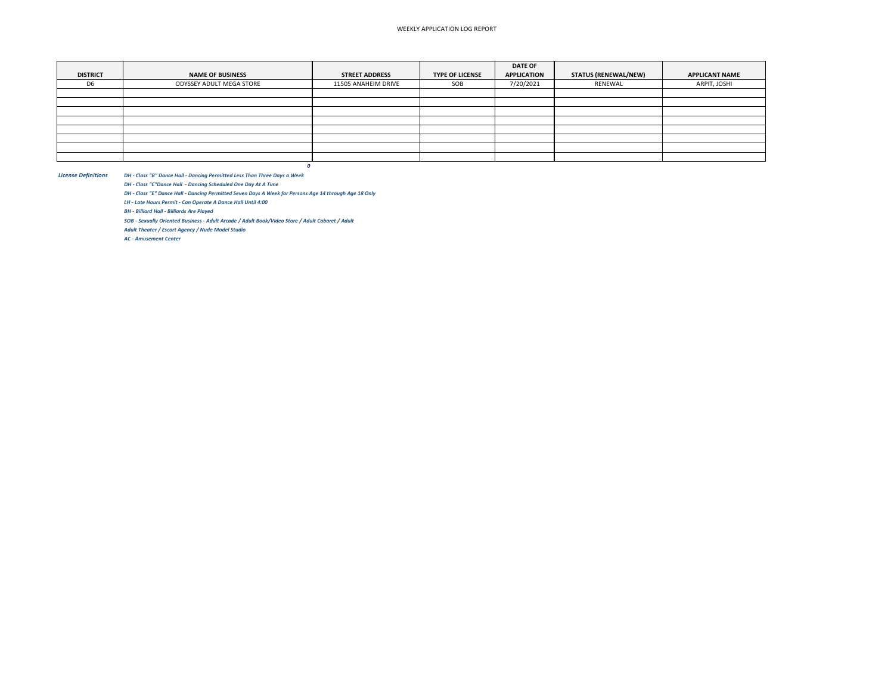WEEKLY APPLICATION LOG REPORT

| DISTRICT | NAME OF BUSINESS | STREET ADDRESS | TYPE OF LICENSE | DATE OF APPLICATION | STATUS (RENEWAL/NEW) | APPLICANT NAME |
|---|---|---|---|---|---|---|
| D6 | ODYSSEY ADULT MEGA STORE | 11505 ANAHEIM DRIVE | SOB | 7/20/2021 | RENEWAL | ARPIT, JOSHI |
| | | | | | | |
| | | | | | | |
| | | | | | | |
| | | | | | | |
| | | | | | | |
| | | | | | | |
| | | | | | | |
| | | | | | | |

*0*

*License Definitions*

*DH - Class "B" Dance Hall - Dancing Permitted Less Than Three Days a Week*

*DH - Class "C"Dance Hall - Dancing Scheduled One Day At A Time*

*DH - Class "E" Dance Hall - Dancing Permitted Seven Days A Week for Persons Age 14 through Age 18 Only*

*LH - Late Hours Permit - Can Operate A Dance Hall Until 4:00*

*BH - Billiard Hall - Billiards Are Played*

*SOB - Sexually Oriented Business - Adult Arcade / Adult Book/Video Store / Adult Cabaret / Adult*

*Adult Theater / Escort Agency / Nude Model Studio*

*AC - Amusement Center*